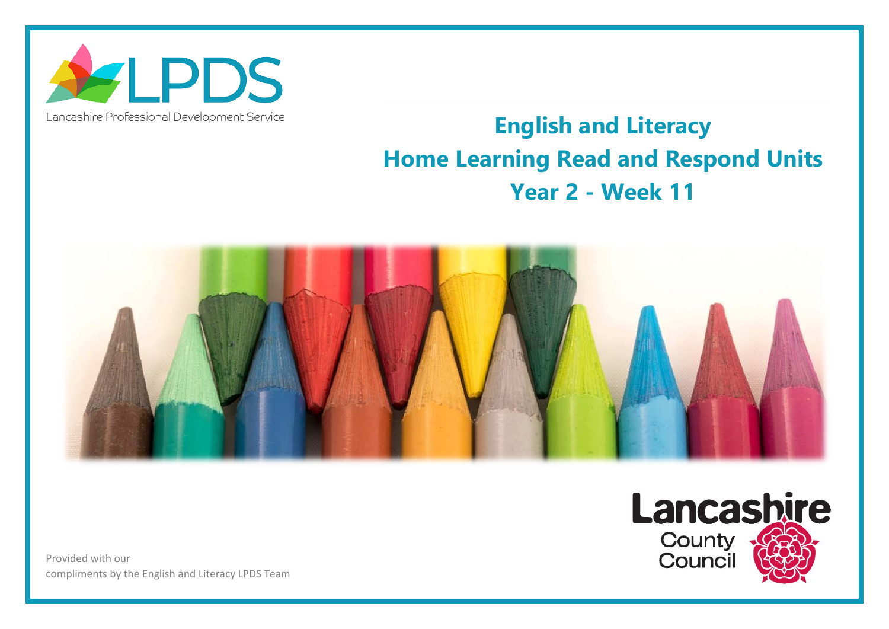LPDS

Lancashire Professional Development Service

# English and Literacy
# Home Learning Read and Respond Units
# Year 2 - Week 11

Lancashire County Council

Provided with our compliments by the English and Literacy LPDS Team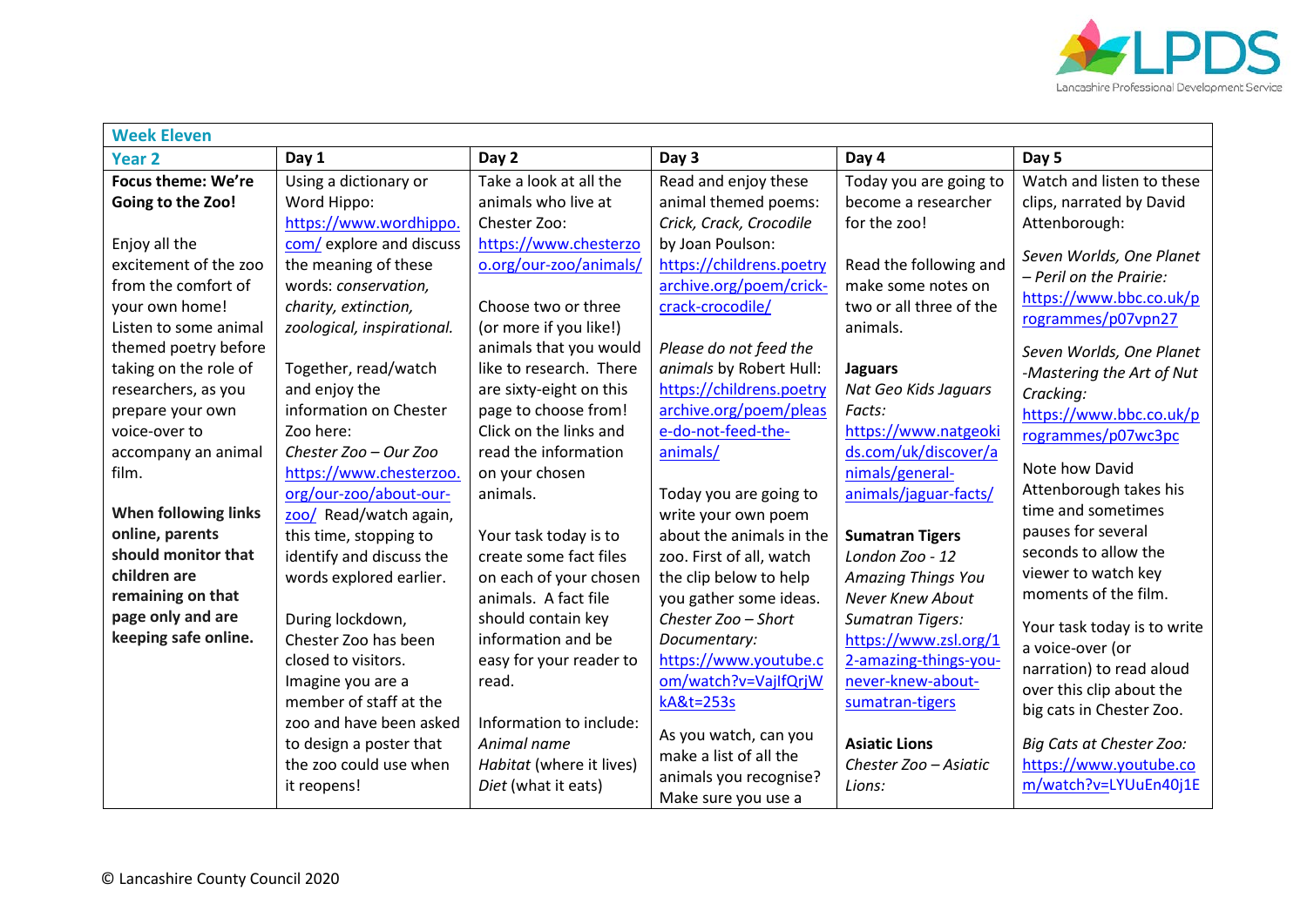| Week Eleven | | | | | |
|---|---|---|---|---|---|
| **Year 2** | **Day 1** | **Day 2** | **Day 3** | **Day 4** | **Day 5** |
| **Focus theme: We're Going to the Zoo!**<br><br>Enjoy all the excitement of the zoo from the comfort of your own home! Listen to some animal themed poetry before taking on the role of researchers, as you prepare your own voice-over to accompany an animal film.<br><br>**When following links online, parents should monitor that children are remaining on that page only and are keeping safe online.** | Using a dictionary or Word Hippo: https://www.wordhippo.com/ explore and discuss the meaning of these words: *conservation, charity, extinction, zoological, inspirational.*<br><br>Together, read/watch and enjoy the information on Chester Zoo here:<br>*Chester Zoo – Our Zoo* https://www.chesterzoo.org/our-zoo/about-our-zoo/ Read/watch again, this time, stopping to identify and discuss the words explored earlier.<br><br>During lockdown, Chester Zoo has been closed to visitors. Imagine you are a member of staff at the zoo and have been asked to design a poster that the zoo could use when it reopens! | Take a look at all the animals who live at Chester Zoo: https://www.chesterzoo.org/our-zoo/animals/<br><br>Choose two or three (or more if you like!) animals that you would like to research. There are sixty-eight on this page to choose from! Click on the links and read the information on your chosen animals.<br><br>Your task today is to create some fact files on each of your chosen animals. A fact file should contain key information and be easy for your reader to read.<br><br>Information to include:<br>*Animal name*<br>*Habitat* (where it lives)<br>*Diet* (what it eats) | Read and enjoy these animal themed poems:<br>*Crick, Crack, Crocodile* by Joan Poulson: https://childrens.poetryarchive.org/poem/crick-crack-crocodile/<br><br>*Please do not feed the animals* by Robert Hull: https://childrens.poetryarchive.org/poem/please-do-not-feed-the-animals/<br><br>Today you are going to write your own poem about the animals in the zoo. First of all, watch the clip below to help you gather some ideas.<br>*Chester Zoo – Short Documentary:* https://www.youtube.com/watch?v=VajlfQrjWkA&t=253s<br><br>As you watch, can you make a list of all the animals you recognise? Make sure you use a | Today you are going to become a researcher for the zoo!<br><br>Read the following and make some notes on two or all three of the animals.<br><br>**Jaguars**<br>*Nat Geo Kids Jaguars Facts:* https://www.natgeokids.com/uk/discover/animals/general-animals/jaguar-facts/<br><br>**Sumatran Tigers**<br>*London Zoo - 12 Amazing Things You Never Knew About Sumatran Tigers:* https://www.zsl.org/12-amazing-things-you-never-knew-about-sumatran-tigers<br><br>**Asiatic Lions**<br>*Chester Zoo – Asiatic Lions:* | Watch and listen to these clips, narrated by David Attenborough:<br><br>*Seven Worlds, One Planet – Peril on the Prairie:* https://www.bbc.co.uk/programmes/p07vpn27<br><br>*Seven Worlds, One Planet -Mastering the Art of Nut Cracking:* https://www.bbc.co.uk/programmes/p07wc3pc<br><br>Note how David Attenborough takes his time and sometimes pauses for several seconds to allow the viewer to watch key moments of the film.<br><br>Your task today is to write a voice-over (or narration) to read aloud over this clip about the big cats in Chester Zoo.<br><br>*Big Cats at Chester Zoo:* https://www.youtube.com/watch?v=LYUuEn40j1E |

© Lancashire County Council 2020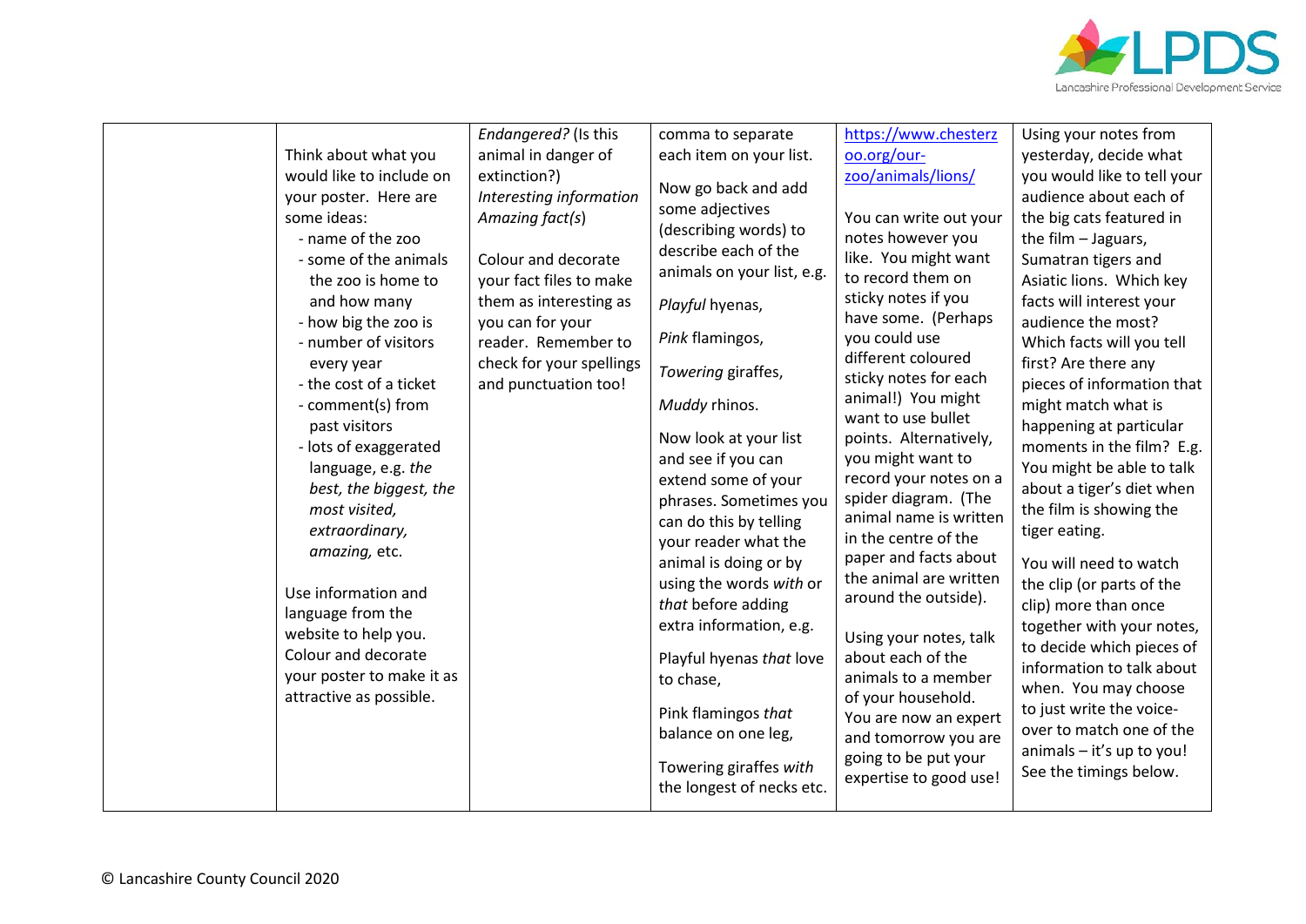|  |  |  |  |  |  |
|---|---|---|---|---|---|
|  | Think about what you would like to include on your poster. Here are some ideas:<br>- name of the zoo<br>- some of the animals the zoo is home to and how many<br>- how big the zoo is<br>- number of visitors every year<br>- the cost of a ticket<br>- comment(s) from past visitors<br>- lots of exaggerated language, e.g. *the best, the biggest, the most visited, extraordinary, amazing,* etc.<br><br>Use information and language from the website to help you. Colour and decorate your poster to make it as attractive as possible. | *Endangered?* (Is this animal in danger of extinction?)<br>*Interesting information*<br>*Amazing fact(s*)<br><br>Colour and decorate your fact files to make them as interesting as you can for your reader. Remember to check for your spellings and punctuation too! | comma to separate each item on your list.<br><br>Now go back and add some adjectives (describing words) to describe each of the animals on your list, e.g.<br><br>*Playful* hyenas,<br><br>*Pink* flamingos,<br><br>*Towering* giraffes,<br><br>*Muddy* rhinos.<br><br>Now look at your list and see if you can extend some of your phrases. Sometimes you can do this by telling your reader what the animal is doing or by using the words *with* or *that* before adding extra information, e.g.<br><br>Playful hyenas *that* love to chase,<br><br>Pink flamingos *that* balance on one leg,<br><br>Towering giraffes *with* the longest of necks etc. | https://www.chesterzoo.org/our-zoo/animals/lions/<br><br>You can write out your notes however you like. You might want to record them on sticky notes if you have some. (Perhaps you could use different coloured sticky notes for each animal!) You might want to use bullet points. Alternatively, you might want to record your notes on a spider diagram. (The animal name is written in the centre of the paper and facts about the animal are written around the outside).<br><br>Using your notes, talk about each of the animals to a member of your household. You are now an expert and tomorrow you are going to be put your expertise to good use! | Using your notes from yesterday, decide what you would like to tell your audience about each of the big cats featured in the film – Jaguars, Sumatran tigers and Asiatic lions. Which key facts will interest your audience the most? Which facts will you tell first? Are there any pieces of information that might match what is happening at particular moments in the film? E.g. You might be able to talk about a tiger's diet when the film is showing the tiger eating.<br><br>You will need to watch the clip (or parts of the clip) more than once together with your notes, to decide which pieces of information to talk about when. You may choose to just write the voice-over to match one of the animals – it's up to you! See the timings below. |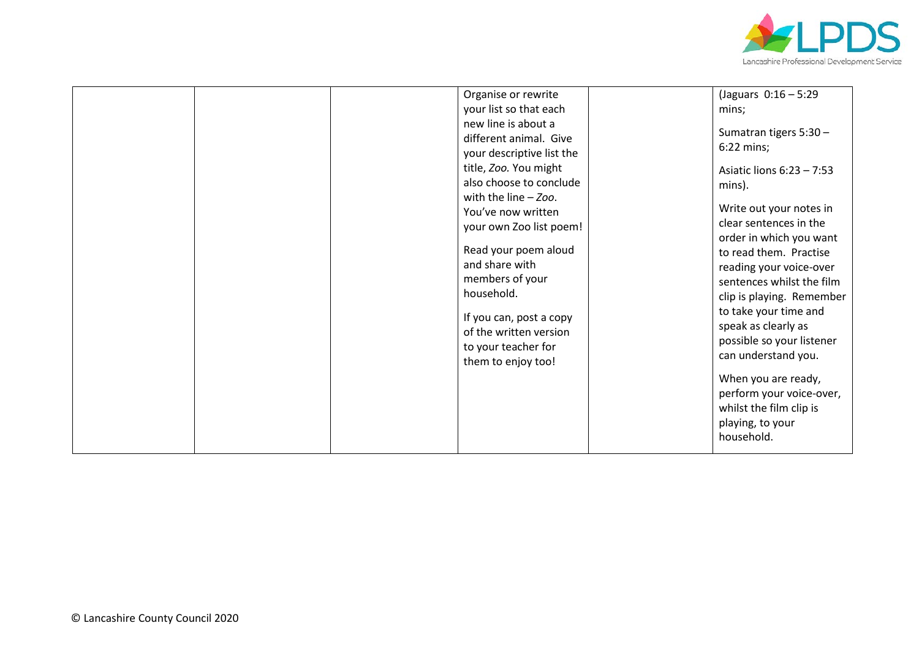| | | | | | |
|---|---|---|---|---|---|
| | | | Organise or rewrite your list so that each new line is about a different animal. Give your descriptive list the title, *Zoo.* You might also choose to conclude with the line – *Zoo*. You've now written your own Zoo list poem!<br><br>Read your poem aloud and share with members of your household.<br><br>If you can, post a copy of the written version to your teacher for them to enjoy too! | | (Jaguars 0:16 – 5:29 mins;<br><br>Sumatran tigers 5:30 – 6:22 mins;<br><br>Asiatic lions 6:23 – 7:53 mins).<br><br>Write out your notes in clear sentences in the order in which you want to read them. Practise reading your voice-over sentences whilst the film clip is playing. Remember to take your time and speak as clearly as possible so your listener can understand you.<br><br>When you are ready, perform your voice-over, whilst the film clip is playing, to your household. |

© Lancashire County Council 2020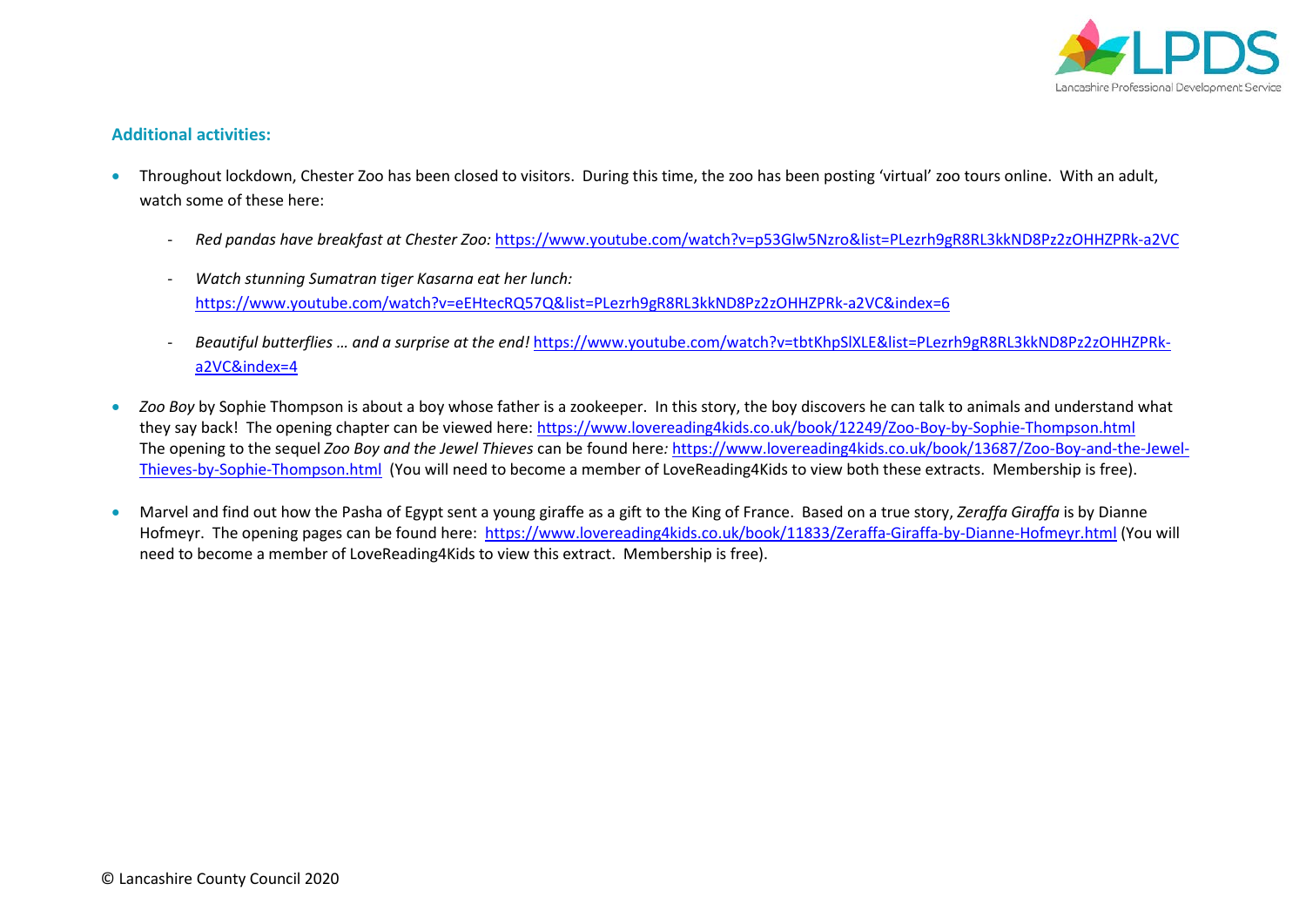### Additional activities:

- Throughout lockdown, Chester Zoo has been closed to visitors. During this time, the zoo has been posting 'virtual' zoo tours online. With an adult, watch some of these here:
  - *Red pandas have breakfast at Chester Zoo:* https://www.youtube.com/watch?v=p53Glw5Nzro&list=PLezrh9gR8RL3kkND8Pz2zOHHZPRk-a2VC
  - *Watch stunning Sumatran tiger Kasarna eat her lunch:* https://www.youtube.com/watch?v=eEHtecRQ57Q&list=PLezrh9gR8RL3kkND8Pz2zOHHZPRk-a2VC&index=6
  - *Beautiful butterflies … and a surprise at the end!* https://www.youtube.com/watch?v=tbtKhpSlXLE&list=PLezrh9gR8RL3kkND8Pz2zOHHZPRk-a2VC&index=4
- *Zoo Boy* by Sophie Thompson is about a boy whose father is a zookeeper. In this story, the boy discovers he can talk to animals and understand what they say back! The opening chapter can be viewed here: https://www.lovereading4kids.co.uk/book/12249/Zoo-Boy-by-Sophie-Thompson.html The opening to the sequel *Zoo Boy and the Jewel Thieves* can be found here: https://www.lovereading4kids.co.uk/book/13687/Zoo-Boy-and-the-Jewel-Thieves-by-Sophie-Thompson.html (You will need to become a member of LoveReading4Kids to view both these extracts. Membership is free).
- Marvel and find out how the Pasha of Egypt sent a young giraffe as a gift to the King of France. Based on a true story, *Zeraffa Giraffa* is by Dianne Hofmeyr. The opening pages can be found here: https://www.lovereading4kids.co.uk/book/11833/Zeraffa-Giraffa-by-Dianne-Hofmeyr.html (You will need to become a member of LoveReading4Kids to view this extract. Membership is free).